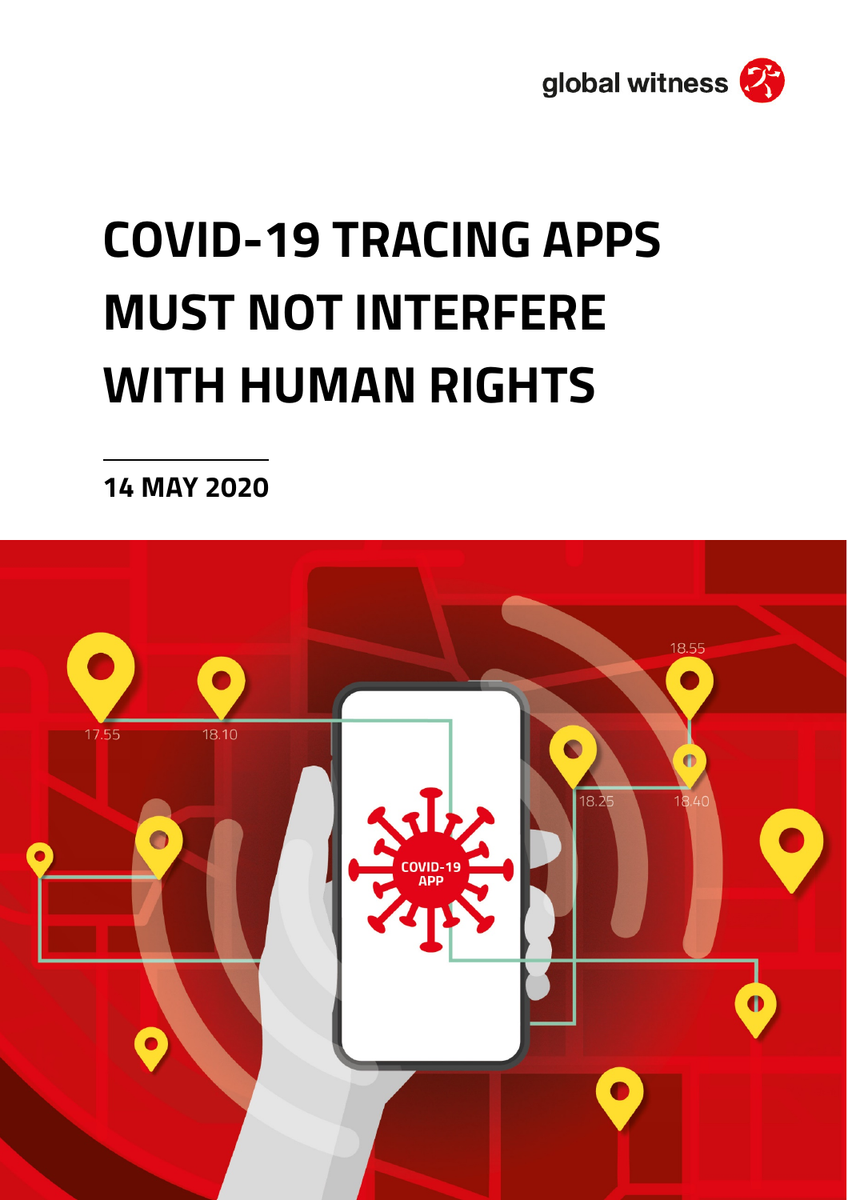global witness

# COVID-19 TRACING APPS MUST NOT INTERFERE WITH HUMAN RIGHTS

**14 MAY 2020**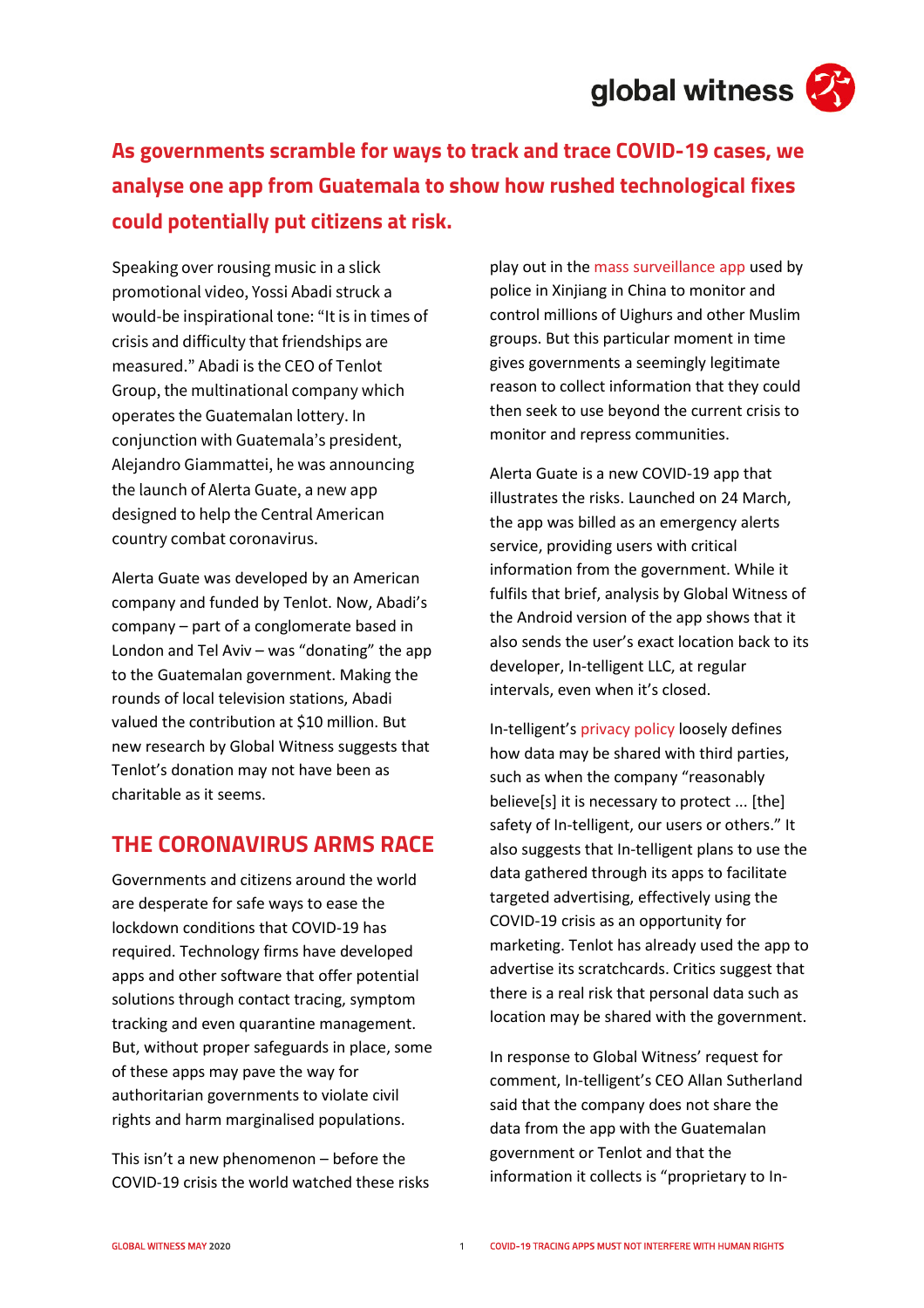## As governments scramble for ways to track and trace COVID-19 cases, we analyse one app from Guatemala to show how rushed technological fixes could potentially put citizens at risk.

Speaking over rousing music in a slick promotional video, Yossi Abadi struck a would-be inspirational tone: "It is in times of crisis and difficulty that friendships are measured." Abadi is the CEO of Tenlot Group, the multinational company which operates the Guatemalan lottery. In conjunction with Guatemala's president, Alejandro Giammattei, he was announcing the launch of Alerta Guate, a new app designed to help the Central American country combat coronavirus.

Alerta Guate was developed by an American company and funded by Tenlot. Now, Abadi's company – part of a conglomerate based in London and Tel Aviv – was "donating" the app to the Guatemalan government. Making the rounds of local television stations, Abadi valued the contribution at $10 million. But new research by Global Witness suggests that Tenlot's donation may not have been as charitable as it seems.

## THE CORONAVIRUS ARMS RACE

Governments and citizens around the world are desperate for safe ways to ease the lockdown conditions that COVID-19 has required. Technology firms have developed apps and other software that offer potential solutions through contact tracing, symptom tracking and even quarantine management. But, without proper safeguards in place, some of these apps may pave the way for authoritarian governments to violate civil rights and harm marginalised populations.

This isn't a new phenomenon – before the COVID-19 crisis the world watched these risks play out in the mass surveillance app used by police in Xinjiang in China to monitor and control millions of Uighurs and other Muslim groups. But this particular moment in time gives governments a seemingly legitimate reason to collect information that they could then seek to use beyond the current crisis to monitor and repress communities.

Alerta Guate is a new COVID-19 app that illustrates the risks. Launched on 24 March, the app was billed as an emergency alerts service, providing users with critical information from the government. While it fulfils that brief, analysis by Global Witness of the Android version of the app shows that it also sends the user's exact location back to its developer, In-telligent LLC, at regular intervals, even when it's closed.

In-telligent's privacy policy loosely defines how data may be shared with third parties, such as when the company "reasonably believe[s] it is necessary to protect ... [the] safety of In-telligent, our users or others." It also suggests that In-telligent plans to use the data gathered through its apps to facilitate targeted advertising, effectively using the COVID-19 crisis as an opportunity for marketing. Tenlot has already used the app to advertise its scratchcards. Critics suggest that there is a real risk that personal data such as location may be shared with the government.

In response to Global Witness' request for comment, In-telligent's CEO Allan Sutherland said that the company does not share the data from the app with the Guatemalan government or Tenlot and that the information it collects is "proprietary to In-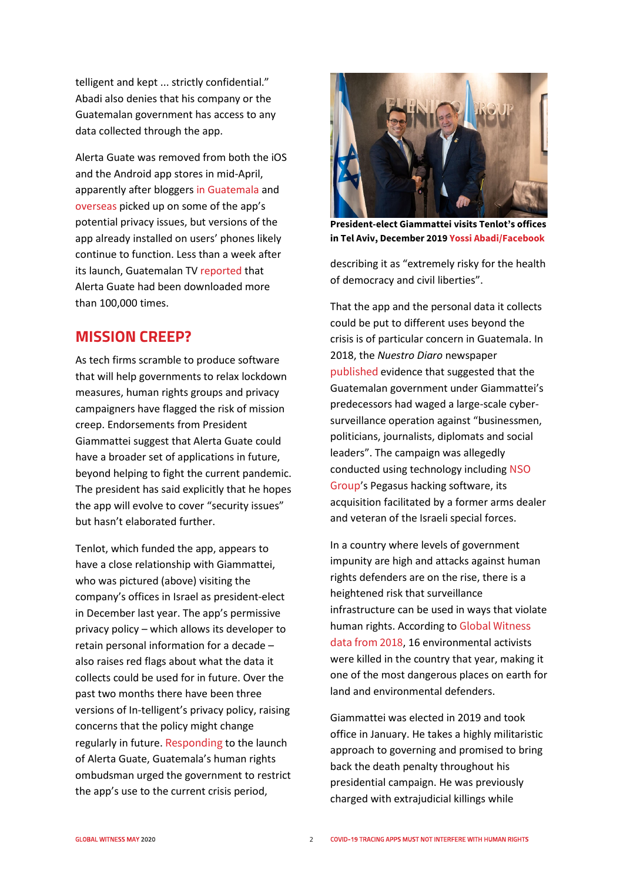telligent and kept ... strictly confidential." Abadi also denies that his company or the Guatemalan government has access to any data collected through the app.

Alerta Guate was removed from both the iOS and the Android app stores in mid-April, apparently after bloggers in Guatemala and overseas picked up on some of the app's potential privacy issues, but versions of the app already installed on users' phones likely continue to function. Less than a week after its launch, Guatemalan TV reported that Alerta Guate had been downloaded more than 100,000 times.

## MISSION CREEP?

As tech firms scramble to produce software that will help governments to relax lockdown measures, human rights groups and privacy campaigners have flagged the risk of mission creep. Endorsements from President Giammattei suggest that Alerta Guate could have a broader set of applications in future, beyond helping to fight the current pandemic. The president has said explicitly that he hopes the app will evolve to cover "security issues" but hasn't elaborated further.

Tenlot, which funded the app, appears to have a close relationship with Giammattei, who was pictured (above) visiting the company's offices in Israel as president-elect in December last year. The app's permissive privacy policy – which allows its developer to retain personal information for a decade – also raises red flags about what the data it collects could be used for in future. Over the past two months there have been three versions of In-telligent's privacy policy, raising concerns that the policy might change regularly in future. Responding to the launch of Alerta Guate, Guatemala's human rights ombudsman urged the government to restrict the app's use to the current crisis period, describing it as "extremely risky for the health of democracy and civil liberties".

**President-elect Giammattei visits Tenlot's offices in Tel Aviv, December 2019 Yossi Abadi/Facebook**

That the app and the personal data it collects could be put to different uses beyond the crisis is of particular concern in Guatemala. In 2018, the *Nuestro Diaro* newspaper published evidence that suggested that the Guatemalan government under Giammattei's predecessors had waged a large-scale cyber-surveillance operation against "businessmen, politicians, journalists, diplomats and social leaders". The campaign was allegedly conducted using technology including NSO Group's Pegasus hacking software, its acquisition facilitated by a former arms dealer and veteran of the Israeli special forces.

In a country where levels of government impunity are high and attacks against human rights defenders are on the rise, there is a heightened risk that surveillance infrastructure can be used in ways that violate human rights. According to Global Witness data from 2018, 16 environmental activists were killed in the country that year, making it one of the most dangerous places on earth for land and environmental defenders.

Giammattei was elected in 2019 and took office in January. He takes a highly militaristic approach to governing and promised to bring back the death penalty throughout his presidential campaign. He was previously charged with extrajudicial killings while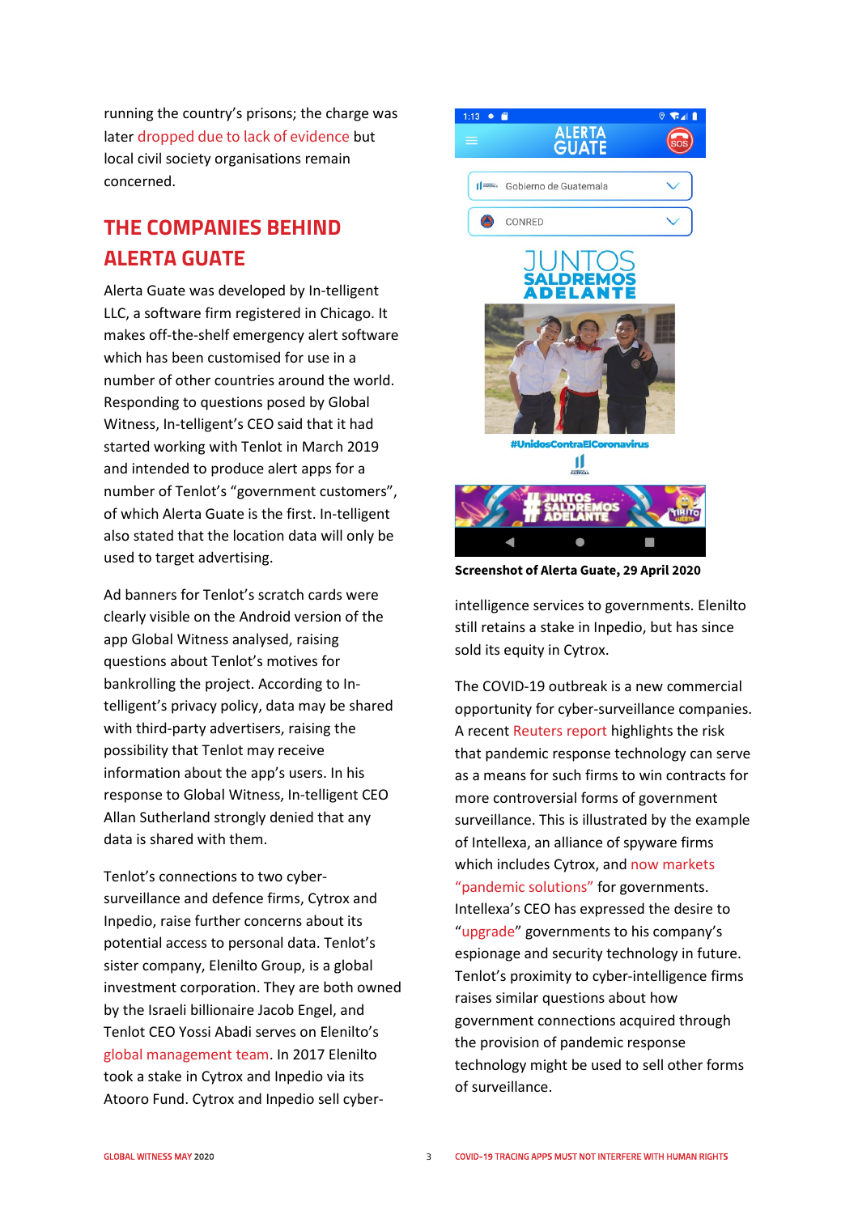running the country's prisons; the charge was later dropped due to lack of evidence but local civil society organisations remain concerned.

## THE COMPANIES BEHIND ALERTA GUATE

Alerta Guate was developed by In-telligent LLC, a software firm registered in Chicago. It makes off-the-shelf emergency alert software which has been customised for use in a number of other countries around the world. Responding to questions posed by Global Witness, In-telligent's CEO said that it had started working with Tenlot in March 2019 and intended to produce alert apps for a number of Tenlot's "government customers", of which Alerta Guate is the first. In-telligent also stated that the location data will only be used to target advertising.

Ad banners for Tenlot's scratch cards were clearly visible on the Android version of the app Global Witness analysed, raising questions about Tenlot's motives for bankrolling the project. According to In-telligent's privacy policy, data may be shared with third-party advertisers, raising the possibility that Tenlot may receive information about the app's users. In his response to Global Witness, In-telligent CEO Allan Sutherland strongly denied that any data is shared with them.

Tenlot's connections to two cyber-surveillance and defence firms, Cytrox and Inpedio, raise further concerns about its potential access to personal data. Tenlot's sister company, Elenilto Group, is a global investment corporation. They are both owned by the Israeli billionaire Jacob Engel, and Tenlot CEO Yossi Abadi serves on Elenilto's global management team. In 2017 Elenilto took a stake in Cytrox and Inpedio via its Atooro Fund. Cytrox and Inpedio sell cyber-intelligence services to governments. Elenilto still retains a stake in Inpedio, but has since sold its equity in Cytrox.

**Screenshot of Alerta Guate, 29 April 2020**

The COVID-19 outbreak is a new commercial opportunity for cyber-surveillance companies. A recent Reuters report highlights the risk that pandemic response technology can serve as a means for such firms to win contracts for more controversial forms of government surveillance. This is illustrated by the example of Intellexa, an alliance of spyware firms which includes Cytrox, and now markets "pandemic solutions" for governments. Intellexa's CEO has expressed the desire to "upgrade" governments to his company's espionage and security technology in future. Tenlot's proximity to cyber-intelligence firms raises similar questions about how government connections acquired through the provision of pandemic response technology might be used to sell other forms of surveillance.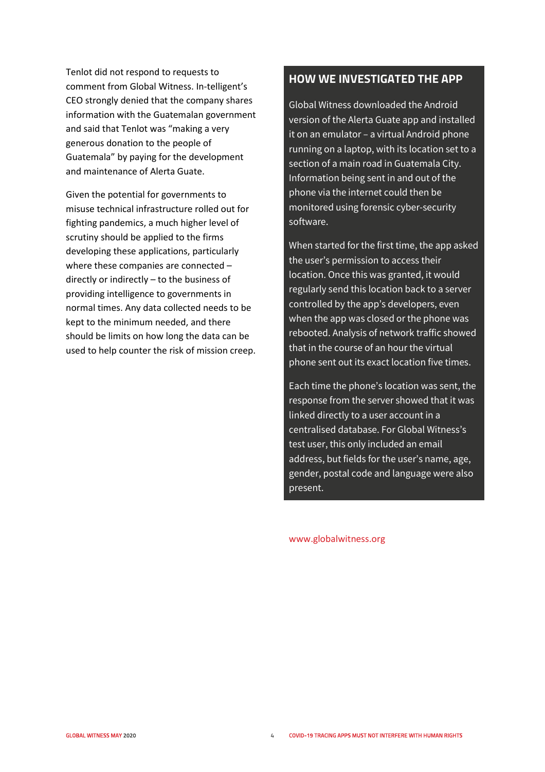Tenlot did not respond to requests to comment from Global Witness. In-telligent's CEO strongly denied that the company shares information with the Guatemalan government and said that Tenlot was "making a very generous donation to the people of Guatemala" by paying for the development and maintenance of Alerta Guate.

Given the potential for governments to misuse technical infrastructure rolled out for fighting pandemics, a much higher level of scrutiny should be applied to the firms developing these applications, particularly where these companies are connected – directly or indirectly – to the business of providing intelligence to governments in normal times. Any data collected needs to be kept to the minimum needed, and there should be limits on how long the data can be used to help counter the risk of mission creep.

## HOW WE INVESTIGATED THE APP

Global Witness downloaded the Android version of the Alerta Guate app and installed it on an emulator – a virtual Android phone running on a laptop, with its location set to a section of a main road in Guatemala City. Information being sent in and out of the phone via the internet could then be monitored using forensic cyber-security software.

When started for the first time, the app asked the user's permission to access their location. Once this was granted, it would regularly send this location back to a server controlled by the app's developers, even when the app was closed or the phone was rebooted. Analysis of network traffic showed that in the course of an hour the virtual phone sent out its exact location five times.

Each time the phone's location was sent, the response from the server showed that it was linked directly to a user account in a centralised database. For Global Witness's test user, this only included an email address, but fields for the user's name, age, gender, postal code and language were also present.

www.globalwitness.org